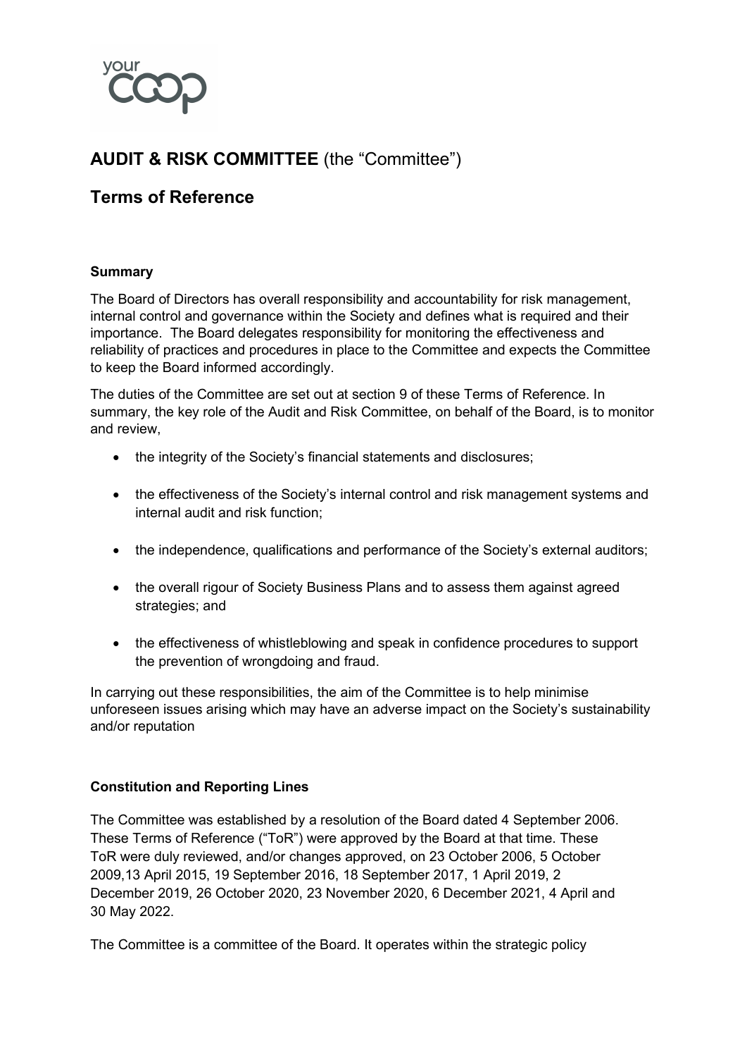# AUDIT & RISK COMMITTEE (the "Committee")

## Terms of Reference

### Summary

The Board of Directors has overall responsibility and accountability for risk management, internal control and governance within the Society and defines what is required and their importance. The Board delegates responsibility for monitoring the effectiveness and reliability of practices and procedures in place to the Committee and expects the Committee to keep the Board informed accordingly.

The duties of the Committee are set out at section 9 of these Terms of Reference. In summary, the key role of the Audit and Risk Committee, on behalf of the Board, is to monitor and review,

- the integrity of the Society's financial statements and disclosures;
- the effectiveness of the Society's internal control and risk management systems and internal audit and risk function;
- the independence, qualifications and performance of the Society's external auditors;
- the overall rigour of Society Business Plans and to assess them against agreed strategies; and
- the effectiveness of whistleblowing and speak in confidence procedures to support the prevention of wrongdoing and fraud.

In carrying out these responsibilities, the aim of the Committee is to help minimise unforeseen issues arising which may have an adverse impact on the Society's sustainability and/or reputation

### Constitution and Reporting Lines

The Committee was established by a resolution of the Board dated 4 September 2006. These Terms of Reference ("ToR") were approved by the Board at that time. These ToR were duly reviewed, and/or changes approved, on 23 October 2006, 5 October 2009,13 April 2015, 19 September 2016, 18 September 2017, 1 April 2019, 2 December 2019, 26 October 2020, 23 November 2020, 6 December 2021, 4 April and 30 May 2022.

The Committee is a committee of the Board. It operates within the strategic policy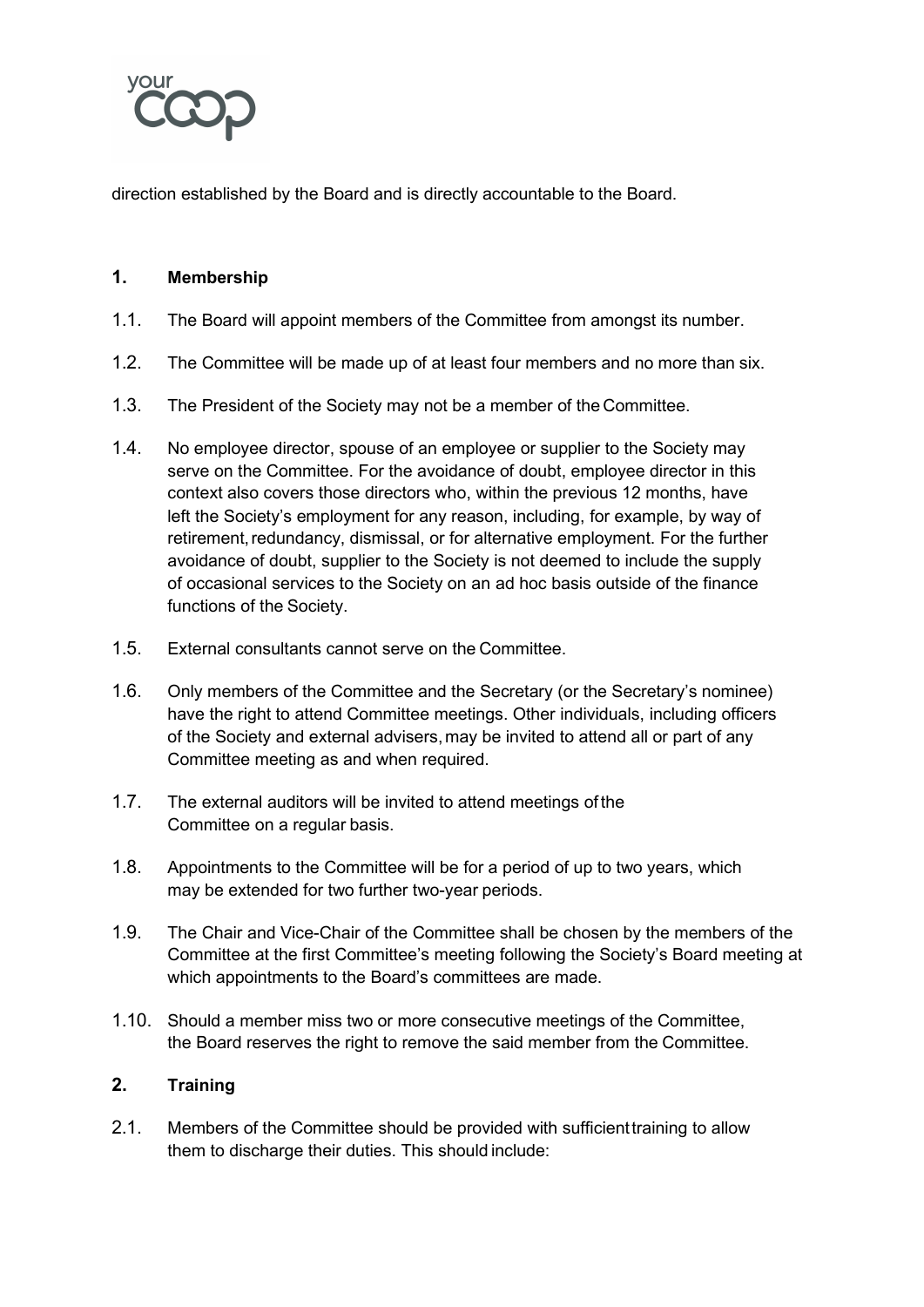direction established by the Board and is directly accountable to the Board.

## 1. Membership

1.1. The Board will appoint members of the Committee from amongst its number.

1.2. The Committee will be made up of at least four members and no more than six.

1.3. The President of the Society may not be a member of the Committee.

1.4. No employee director, spouse of an employee or supplier to the Society may serve on the Committee. For the avoidance of doubt, employee director in this context also covers those directors who, within the previous 12 months, have left the Society's employment for any reason, including, for example, by way of retirement, redundancy, dismissal, or for alternative employment. For the further avoidance of doubt, supplier to the Society is not deemed to include the supply of occasional services to the Society on an ad hoc basis outside of the finance functions of the Society.

1.5. External consultants cannot serve on the Committee.

1.6. Only members of the Committee and the Secretary (or the Secretary's nominee) have the right to attend Committee meetings. Other individuals, including officers of the Society and external advisers, may be invited to attend all or part of any Committee meeting as and when required.

1.7. The external auditors will be invited to attend meetings of the Committee on a regular basis.

1.8. Appointments to the Committee will be for a period of up to two years, which may be extended for two further two-year periods.

1.9. The Chair and Vice-Chair of the Committee shall be chosen by the members of the Committee at the first Committee's meeting following the Society's Board meeting at which appointments to the Board's committees are made.

1.10. Should a member miss two or more consecutive meetings of the Committee, the Board reserves the right to remove the said member from the Committee.

## 2. Training

2.1. Members of the Committee should be provided with sufficient training to allow them to discharge their duties. This should include: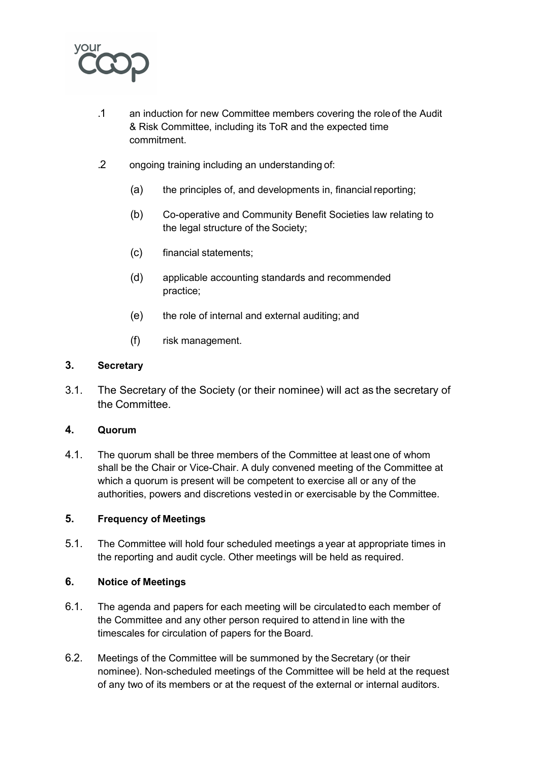.1 an induction for new Committee members covering the role of the Audit & Risk Committee, including its ToR and the expected time commitment.

.2 ongoing training including an understanding of:

(a) the principles of, and developments in, financial reporting;

(b) Co-operative and Community Benefit Societies law relating to the legal structure of the Society;

(c) financial statements;

(d) applicable accounting standards and recommended practice;

(e) the role of internal and external auditing; and

(f) risk management.

## 3. Secretary

3.1. The Secretary of the Society (or their nominee) will act as the secretary of the Committee.

## 4. Quorum

4.1. The quorum shall be three members of the Committee at least one of whom shall be the Chair or Vice-Chair. A duly convened meeting of the Committee at which a quorum is present will be competent to exercise all or any of the authorities, powers and discretions vested in or exercisable by the Committee.

## 5. Frequency of Meetings

5.1. The Committee will hold four scheduled meetings a year at appropriate times in the reporting and audit cycle. Other meetings will be held as required.

## 6. Notice of Meetings

6.1. The agenda and papers for each meeting will be circulated to each member of the Committee and any other person required to attend in line with the timescales for circulation of papers for the Board.

6.2. Meetings of the Committee will be summoned by the Secretary (or their nominee). Non-scheduled meetings of the Committee will be held at the request of any two of its members or at the request of the external or internal auditors.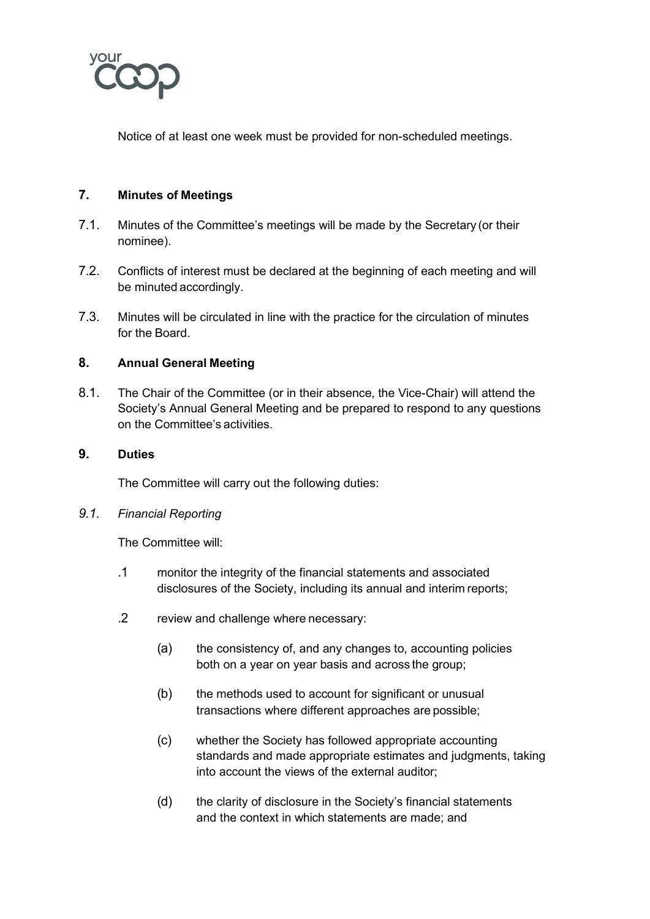Notice of at least one week must be provided for non-scheduled meetings.

## 7. Minutes of Meetings

7.1. Minutes of the Committee's meetings will be made by the Secretary (or their nominee).

7.2. Conflicts of interest must be declared at the beginning of each meeting and will be minuted accordingly.

7.3. Minutes will be circulated in line with the practice for the circulation of minutes for the Board.

## 8. Annual General Meeting

8.1. The Chair of the Committee (or in their absence, the Vice-Chair) will attend the Society's Annual General Meeting and be prepared to respond to any questions on the Committee's activities.

## 9. Duties

The Committee will carry out the following duties:

*9.1. Financial Reporting*

The Committee will:

.1 monitor the integrity of the financial statements and associated disclosures of the Society, including its annual and interim reports;

.2 review and challenge where necessary:

(a) the consistency of, and any changes to, accounting policies both on a year on year basis and across the group;

(b) the methods used to account for significant or unusual transactions where different approaches are possible;

(c) whether the Society has followed appropriate accounting standards and made appropriate estimates and judgments, taking into account the views of the external auditor;

(d) the clarity of disclosure in the Society's financial statements and the context in which statements are made; and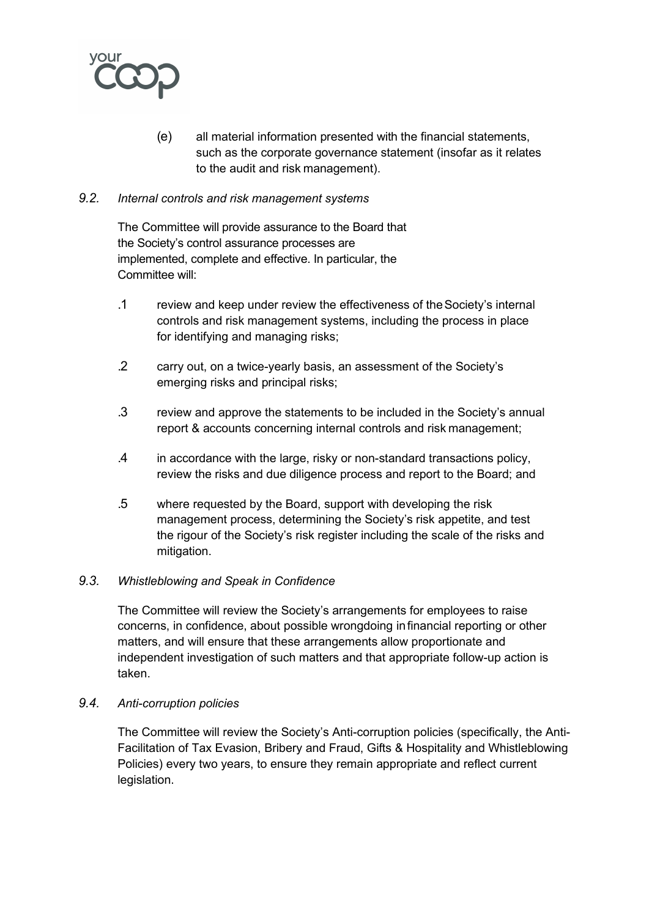(e) all material information presented with the financial statements, such as the corporate governance statement (insofar as it relates to the audit and risk management).

*9.2. Internal controls and risk management systems*

The Committee will provide assurance to the Board that the Society's control assurance processes are implemented, complete and effective. In particular, the Committee will:

.1 review and keep under review the effectiveness of the Society's internal controls and risk management systems, including the process in place for identifying and managing risks;

.2 carry out, on a twice-yearly basis, an assessment of the Society's emerging risks and principal risks;

.3 review and approve the statements to be included in the Society's annual report & accounts concerning internal controls and risk management;

.4 in accordance with the large, risky or non-standard transactions policy, review the risks and due diligence process and report to the Board; and

.5 where requested by the Board, support with developing the risk management process, determining the Society's risk appetite, and test the rigour of the Society's risk register including the scale of the risks and mitigation.

*9.3. Whistleblowing and Speak in Confidence*

The Committee will review the Society's arrangements for employees to raise concerns, in confidence, about possible wrongdoing in financial reporting or other matters, and will ensure that these arrangements allow proportionate and independent investigation of such matters and that appropriate follow-up action is taken.

*9.4. Anti-corruption policies*

The Committee will review the Society's Anti-corruption policies (specifically, the Anti-Facilitation of Tax Evasion, Bribery and Fraud, Gifts & Hospitality and Whistleblowing Policies) every two years, to ensure they remain appropriate and reflect current legislation.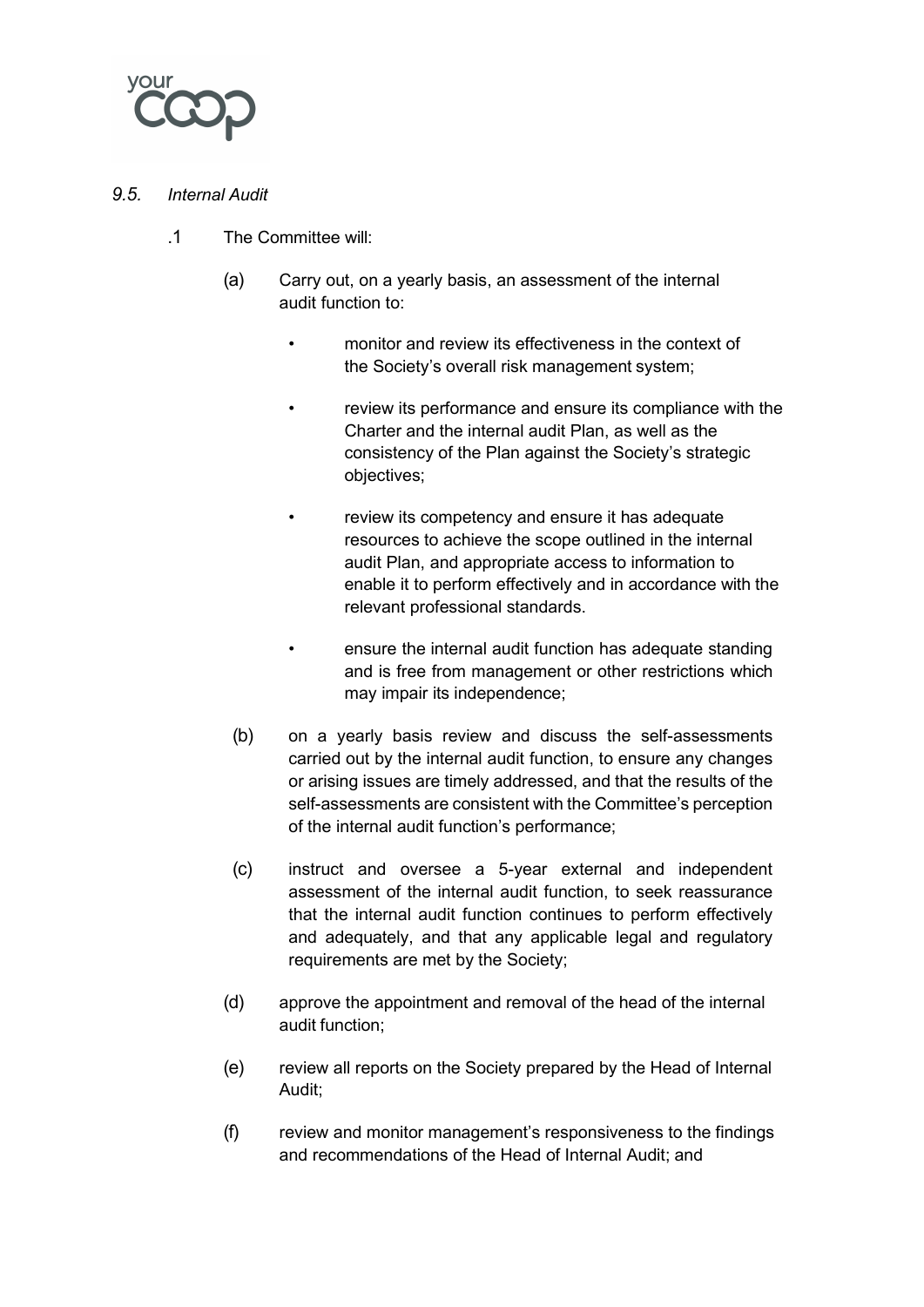*9.5. Internal Audit*

.1 The Committee will:

(a) Carry out, on a yearly basis, an assessment of the internal audit function to:

- monitor and review its effectiveness in the context of the Society's overall risk management system;
- review its performance and ensure its compliance with the Charter and the internal audit Plan, as well as the consistency of the Plan against the Society's strategic objectives;
- review its competency and ensure it has adequate resources to achieve the scope outlined in the internal audit Plan, and appropriate access to information to enable it to perform effectively and in accordance with the relevant professional standards.
- ensure the internal audit function has adequate standing and is free from management or other restrictions which may impair its independence;

(b) on a yearly basis review and discuss the self-assessments carried out by the internal audit function, to ensure any changes or arising issues are timely addressed, and that the results of the self-assessments are consistent with the Committee's perception of the internal audit function's performance;

(c) instruct and oversee a 5-year external and independent assessment of the internal audit function, to seek reassurance that the internal audit function continues to perform effectively and adequately, and that any applicable legal and regulatory requirements are met by the Society;

(d) approve the appointment and removal of the head of the internal audit function;

(e) review all reports on the Society prepared by the Head of Internal Audit;

(f) review and monitor management's responsiveness to the findings and recommendations of the Head of Internal Audit; and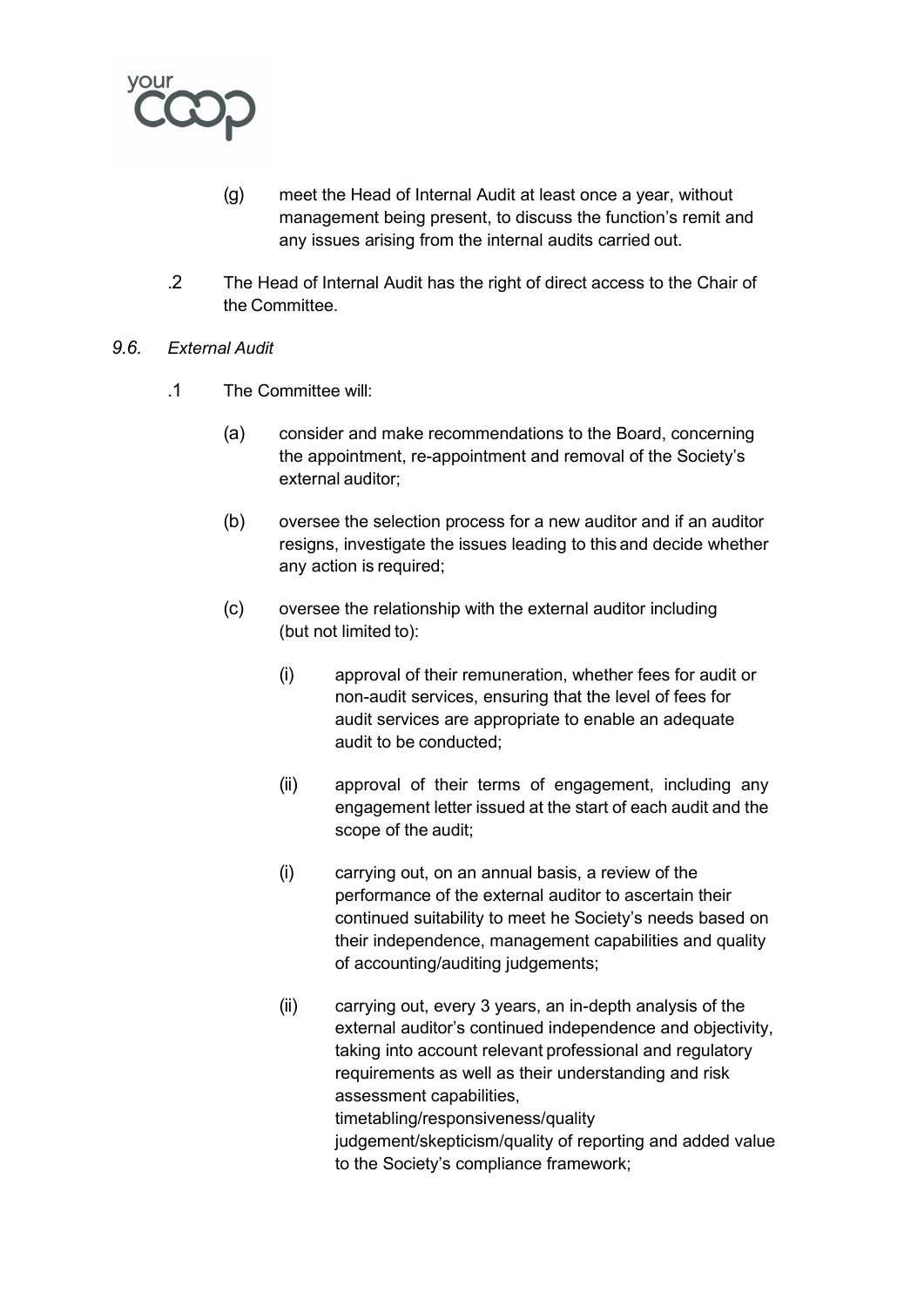(g) meet the Head of Internal Audit at least once a year, without management being present, to discuss the function's remit and any issues arising from the internal audits carried out.

.2 The Head of Internal Audit has the right of direct access to the Chair of the Committee.

### *9.6. External Audit*

.1 The Committee will:

(a) consider and make recommendations to the Board, concerning the appointment, re-appointment and removal of the Society's external auditor;

(b) oversee the selection process for a new auditor and if an auditor resigns, investigate the issues leading to this and decide whether any action is required;

(c) oversee the relationship with the external auditor including (but not limited to):

(i) approval of their remuneration, whether fees for audit or non-audit services, ensuring that the level of fees for audit services are appropriate to enable an adequate audit to be conducted;

(ii) approval of their terms of engagement, including any engagement letter issued at the start of each audit and the scope of the audit;

(i) carrying out, on an annual basis, a review of the performance of the external auditor to ascertain their continued suitability to meet he Society's needs based on their independence, management capabilities and quality of accounting/auditing judgements;

(ii) carrying out, every 3 years, an in-depth analysis of the external auditor's continued independence and objectivity, taking into account relevant professional and regulatory requirements as well as their understanding and risk assessment capabilities, timetabling/responsiveness/quality judgement/skepticism/quality of reporting and added value to the Society's compliance framework;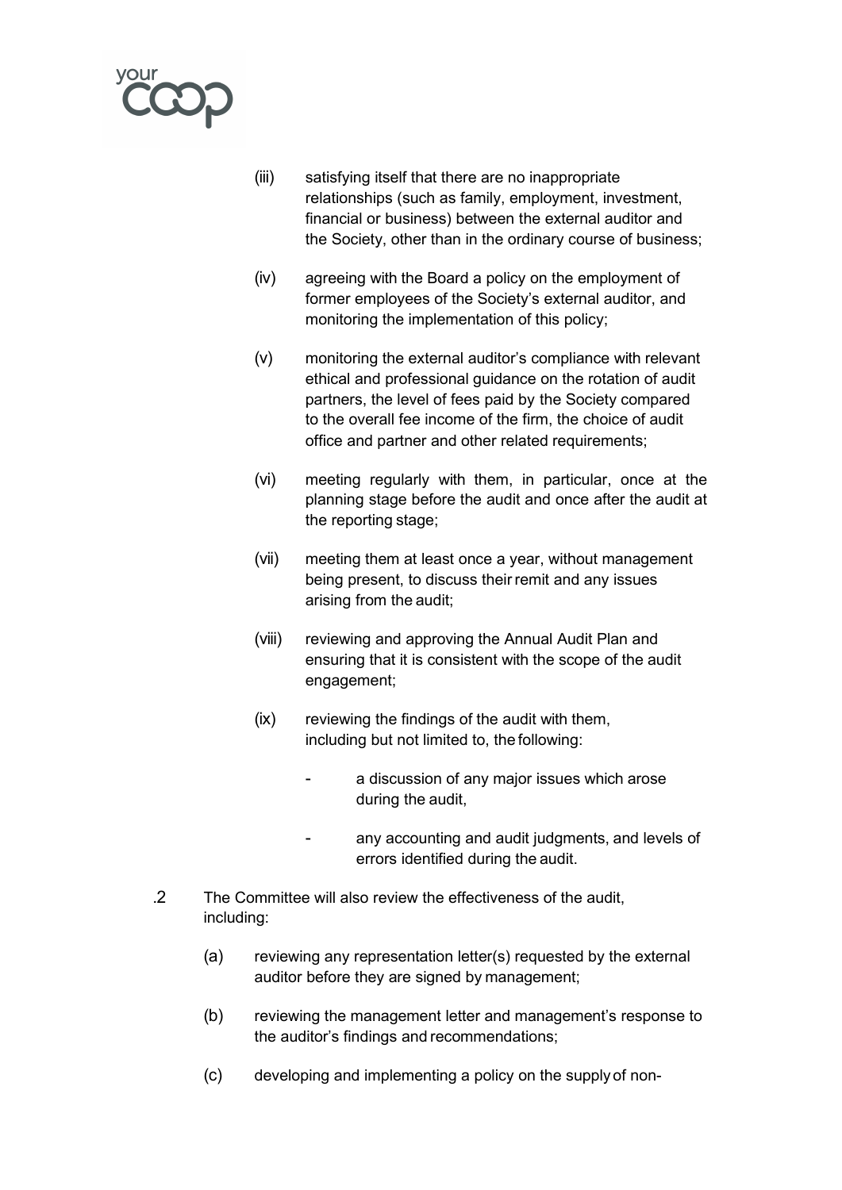(iii) satisfying itself that there are no inappropriate relationships (such as family, employment, investment, financial or business) between the external auditor and the Society, other than in the ordinary course of business;

(iv) agreeing with the Board a policy on the employment of former employees of the Society's external auditor, and monitoring the implementation of this policy;

(v) monitoring the external auditor's compliance with relevant ethical and professional guidance on the rotation of audit partners, the level of fees paid by the Society compared to the overall fee income of the firm, the choice of audit office and partner and other related requirements;

(vi) meeting regularly with them, in particular, once at the planning stage before the audit and once after the audit at the reporting stage;

(vii) meeting them at least once a year, without management being present, to discuss their remit and any issues arising from the audit;

(viii) reviewing and approving the Annual Audit Plan and ensuring that it is consistent with the scope of the audit engagement;

(ix) reviewing the findings of the audit with them, including but not limited to, the following:

- a discussion of any major issues which arose during the audit,
- any accounting and audit judgments, and levels of errors identified during the audit.

.2 The Committee will also review the effectiveness of the audit, including:

(a) reviewing any representation letter(s) requested by the external auditor before they are signed by management;

(b) reviewing the management letter and management's response to the auditor's findings and recommendations;

(c) developing and implementing a policy on the supply of non-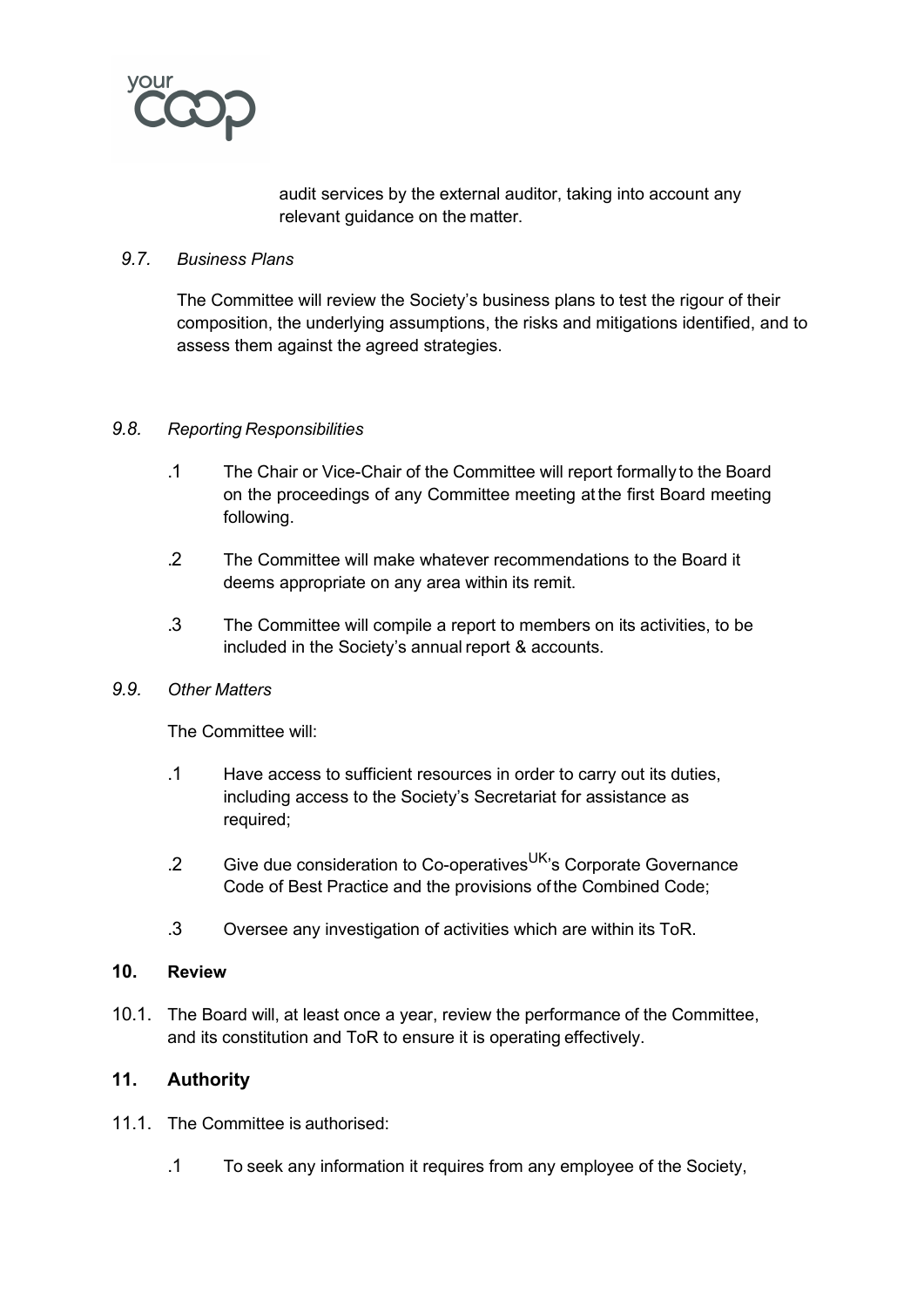audit services by the external auditor, taking into account any relevant guidance on the matter.

*9.7. Business Plans*

The Committee will review the Society's business plans to test the rigour of their composition, the underlying assumptions, the risks and mitigations identified, and to assess them against the agreed strategies.

*9.8. Reporting Responsibilities*

.1 The Chair or Vice-Chair of the Committee will report formally to the Board on the proceedings of any Committee meeting at the first Board meeting following.

.2 The Committee will make whatever recommendations to the Board it deems appropriate on any area within its remit.

.3 The Committee will compile a report to members on its activities, to be included in the Society's annual report & accounts.

*9.9. Other Matters*

The Committee will:

.1 Have access to sufficient resources in order to carry out its duties, including access to the Society's Secretariat for assistance as required;

.2 Give due consideration to Co-operatives^UK's Corporate Governance Code of Best Practice and the provisions of the Combined Code;

.3 Oversee any investigation of activities which are within its ToR.

**10. Review**

10.1. The Board will, at least once a year, review the performance of the Committee, and its constitution and ToR to ensure it is operating effectively.

## 11. Authority

11.1. The Committee is authorised:

.1 To seek any information it requires from any employee of the Society,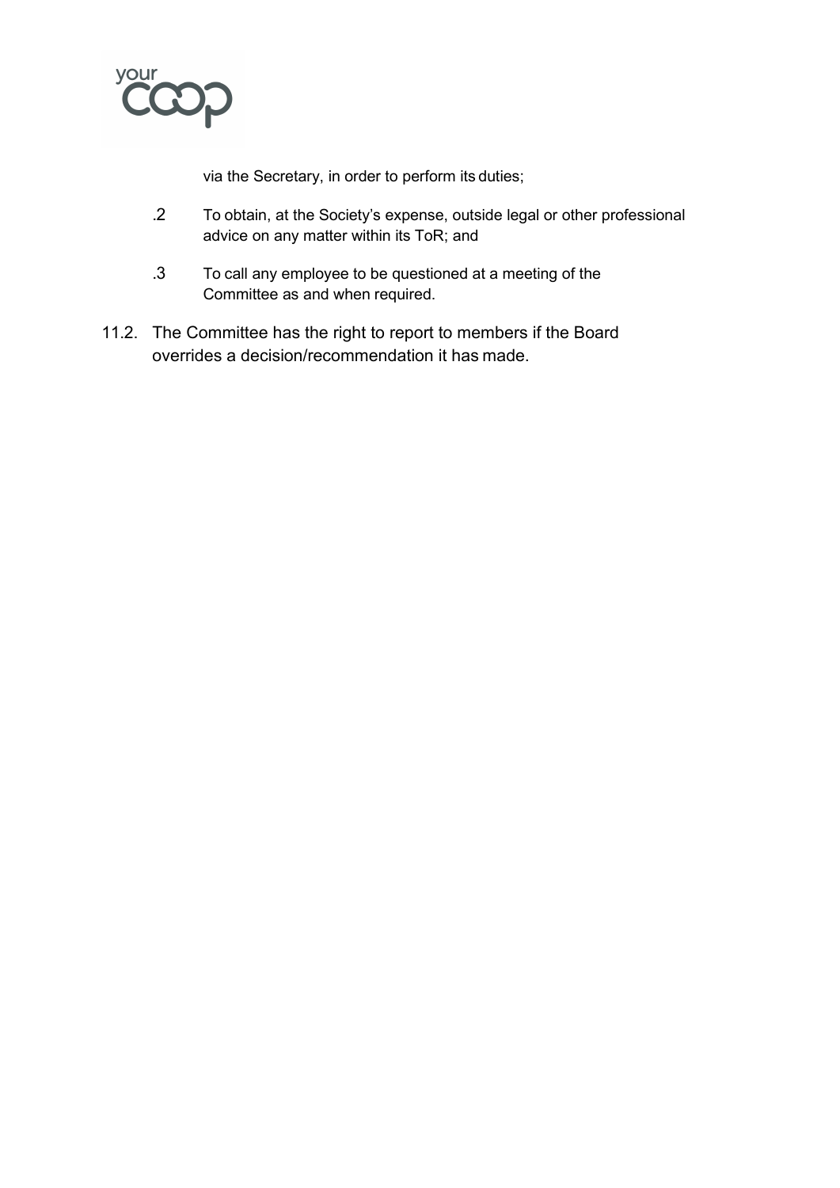via the Secretary, in order to perform its duties;

.2 To obtain, at the Society's expense, outside legal or other professional advice on any matter within its ToR; and

.3 To call any employee to be questioned at a meeting of the Committee as and when required.

11.2. The Committee has the right to report to members if the Board overrides a decision/recommendation it has made.